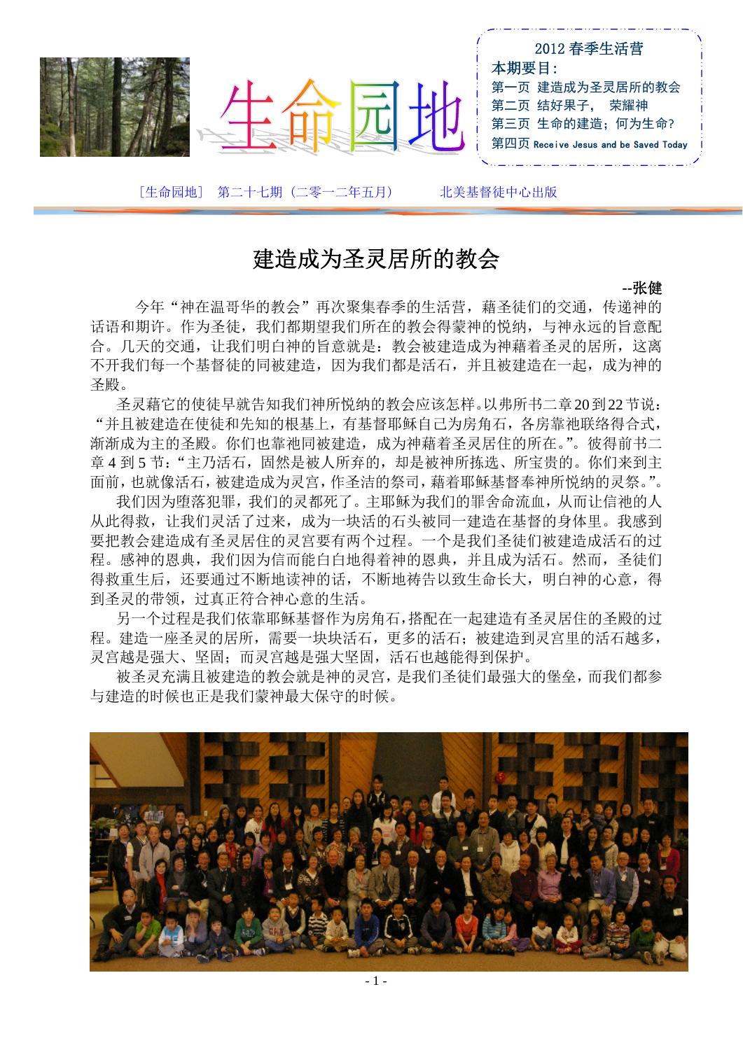# 生命园地

2012 春季生活营

**本期要目:**

第一页 建造成为圣灵居所的教会

第二页 结好果子， 荣耀神

第三页 生命的建造；何为生命?

第四页 Receive Jesus and be Saved Today

［生命园地］ 第二十七期（二零一二年五月） 北美基督徒中心出版

## 建造成为圣灵居所的教会

**--张健**

今年“神在温哥华的教会”再次聚集春季的生活营，藉圣徒们的交通，传递神的话语和期许。作为圣徒，我们都期望我们所在的教会得蒙神的悦纳，与神永远的旨意配合。几天的交通，让我们明白神的旨意就是：教会被建造成为神藉着圣灵的居所，这离不开我们每一个基督徒的同被建造，因为我们都是活石，并且被建造在一起，成为神的圣殿。

圣灵藉它的使徒早就告知我们神所悦纳的教会应该怎样。以弗所书二章 20 到 22 节说：“并且被建造在使徒和先知的根基上，有基督耶稣自己为房角石，各房靠祂联络得合式，渐渐成为主的圣殿。你们也靠祂同被建造，成为神藉着圣灵居住的所在。”。彼得前书二章 4 到 5 节：“主乃活石，固然是被人所弃的，却是被神所拣选、所宝贵的。你们来到主面前，也就像活石，被建造成为灵宫，作圣洁的祭司，藉着耶稣基督奉神所悦纳的灵祭。”。

我们因为堕落犯罪，我们的灵都死了。主耶稣为我们的罪舍命流血，从而让信祂的人从此得救，让我们灵活了过来，成为一块活的石头被同一建造在基督的身体里。我感到要把教会建造成有圣灵居住的灵宫要有两个过程。一个是我们圣徒们被建造成活石的过程。感神的恩典，我们因为信而能白白地得着神的恩典，并且成为活石。然而，圣徒们得救重生后，还要通过不断地读神的话，不断地祷告以致生命长大，明白神的心意，得到圣灵的带领，过真正符合神心意的生活。

另一个过程是我们依靠耶稣基督作为房角石，搭配在一起建造有圣灵居住的圣殿的过程。建造一座圣灵的居所，需要一块块活石，更多的活石；被建造到灵宫里的活石越多，灵宫越是强大、坚固；而灵宫越是强大坚固，活石也越能得到保护。

被圣灵充满且被建造的教会就是神的灵宫，是我们圣徒们最强大的堡垒，而我们都参与建造的时候也正是我们蒙神最大保守的时候。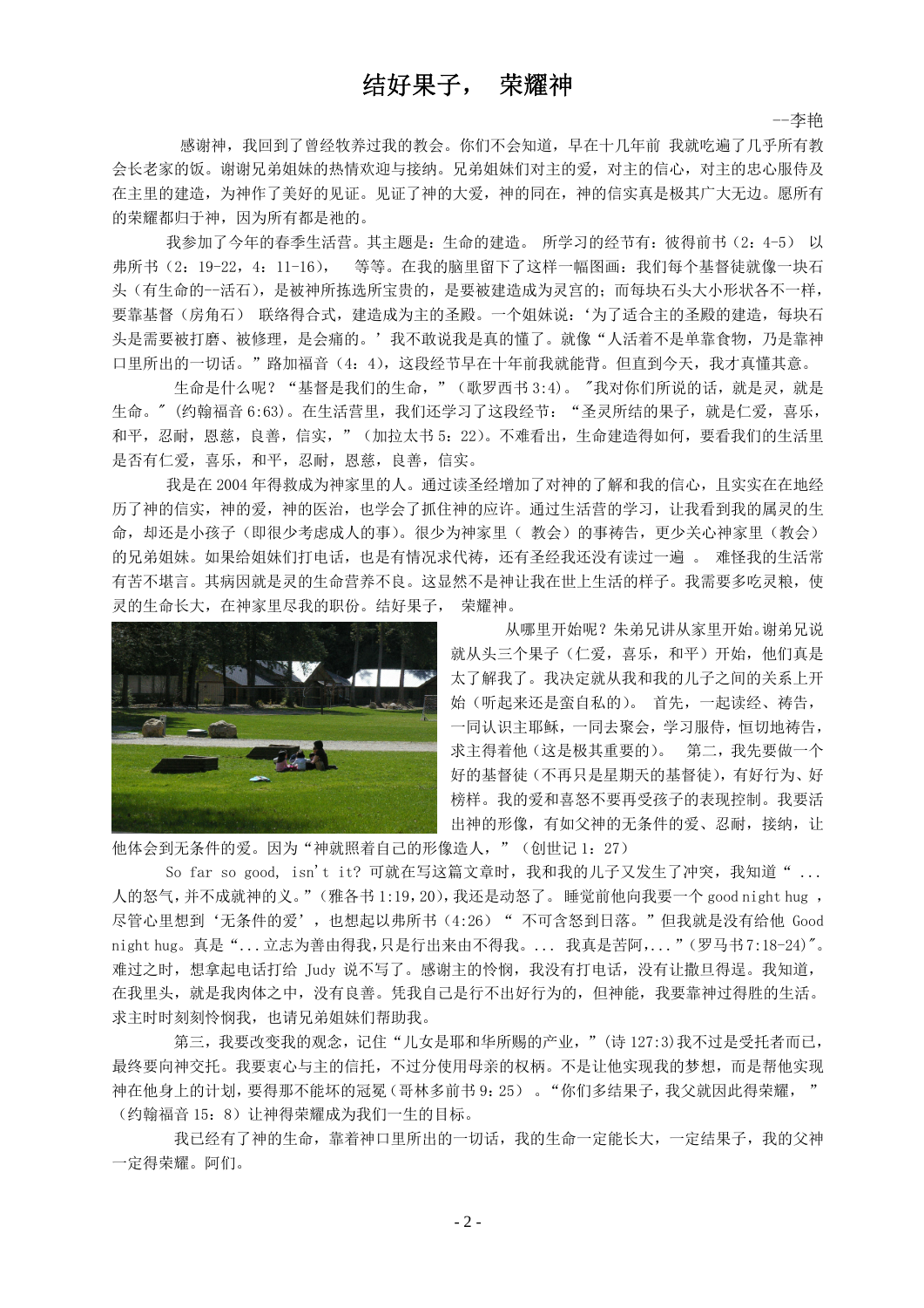# 结好果子， 荣耀神

--李艳

感谢神，我回到了曾经牧养过我的教会。你们不会知道，早在十几年前 我就吃遍了几乎所有教会长老家的饭。谢谢兄弟姐妹的热情欢迎与接纳。兄弟姐妹们对主的爱，对主的信心，对主的忠心服侍及在主里的建造，为神作了美好的见证。见证了神的大爱，神的同在，神的信实真是极其广大无边。愿所有的荣耀都归于神，因为所有都是祂的。

我参加了今年的春季生活营。其主题是：生命的建造。 所学习的经节有：彼得前书（2：4-5） 以弗所书（2：19-22，4：11-16）， 等等。在我的脑里留下了这样一幅图画：我们每个基督徒就像一块石头（有生命的--活石），是被神所拣选所宝贵的，是要被建造成为灵宫的；而每块石头大小形状各不一样，要靠基督（房角石） 联络得合式，建造成为主的圣殿。一个姐妹说：‘为了适合主的圣殿的建造，每块石头是需要被打磨、被修理，是会痛的。’我不敢说我是真的懂了。就像“人活着不是单靠食物，乃是靠神口里所出的一切话。”路加福音（4：4），这段经节早在十年前我就能背。但直到今天，我才真懂其意。

生命是什么呢？“基督是我们的生命，”（歌罗西书 3:4）。 "我对你们所说的话，就是灵，就是生命。" (约翰福音 6:63)。在生活营里，我们还学习了这段经节：“圣灵所结的果子，就是仁爱，喜乐，和平，忍耐，恩慈，良善，信实，”（加拉太书 5：22）。不难看出，生命建造得如何，要看我们的生活里是否有仁爱，喜乐，和平，忍耐，恩慈，良善，信实。

我是在 2004 年得救成为神家里的人。通过读圣经增加了对神的了解和我的信心，且实实在在地经历了神的信实，神的爱，神的医治，也学会了抓住神的应许。通过生活营的学习，让我看到我的属灵的生命，却还是小孩子（即很少考虑成人的事）。很少为神家里（ 教会）的事祷告，更少关心神家里（教会）的兄弟姐妹。如果给姐妹们打电话，也是有情况求代祷，还有圣经我还没有读过一遍 。 难怪我的生活常有苦不堪言。其病因就是灵的生命营养不良。这显然不是神让我在世上生活的样子。我需要多吃灵粮，使灵的生命长大，在神家里尽我的职份。结好果子， 荣耀神。

从哪里开始呢？朱弟兄讲从家里开始。谢弟兄说就从头三个果子（仁爱，喜乐，和平）开始，他们真是太了解我了。我决定就从我和我的儿子之间的关系上开始（听起来还是蛮自私的）。 首先，一起读经、祷告，一同认识主耶稣，一同去聚会，学习服侍，恒切地祷告，求主得着他（这是极其重要的）。 第二，我先要做一个好的基督徒（不再只是星期天的基督徒），有好行为、好榜样。我的爱和喜怒不要再受孩子的表现控制。我要活出神的形像，有如父神的无条件的爱、忍耐，接纳，让他体会到无条件的爱。因为“神就照着自己的形像造人，”（创世记 1：27）

So far so good, isn't it? 可就在写这篇文章时，我和我的儿子又发生了冲突，我知道“ ... 人的怒气,并不成就神的义。”(雅各书 1:19,20),我还是动怒了。 睡觉前他向我要一个 good night hug ，尽管心里想到‘无条件的爱’，也想起以弗所书（4:26） “ 不可含怒到日落。”但我就是没有给他 Good night hug。真是“...立志为善由得我,只是行出来由不得我。... 我真是苦阿,...”(罗马书 7:18-24)"。难过之时，想拿起电话打给 Judy 说不写了。感谢主的怜悯，我没有打电话，没有让撒旦得逞。我知道，在我里头，就是我肉体之中，没有良善。凭我自己是行不出好行为的，但神能，我要靠神过得胜的生活。求主时时刻刻怜悯我，也请兄弟姐妹们帮助我。

第三，我要改变我的观念，记住“儿女是耶和华所赐的产业，”(诗 127:3)我不过是受托者而已，最终要向神交托。我要衷心与主的信托，不过分使用母亲的权柄。不是让他实现我的梦想，而是帮他实现神在他身上的计划，要得那不能坏的冠冕（哥林多前书 9：25） 。“你们多结果子，我父就因此得荣耀， ” （约翰福音 15：8）让神得荣耀成为我们一生的目标。

我已经有了神的生命，靠着神口里所出的一切话，我的生命一定能长大，一定结果子，我的父神一定得荣耀。阿们。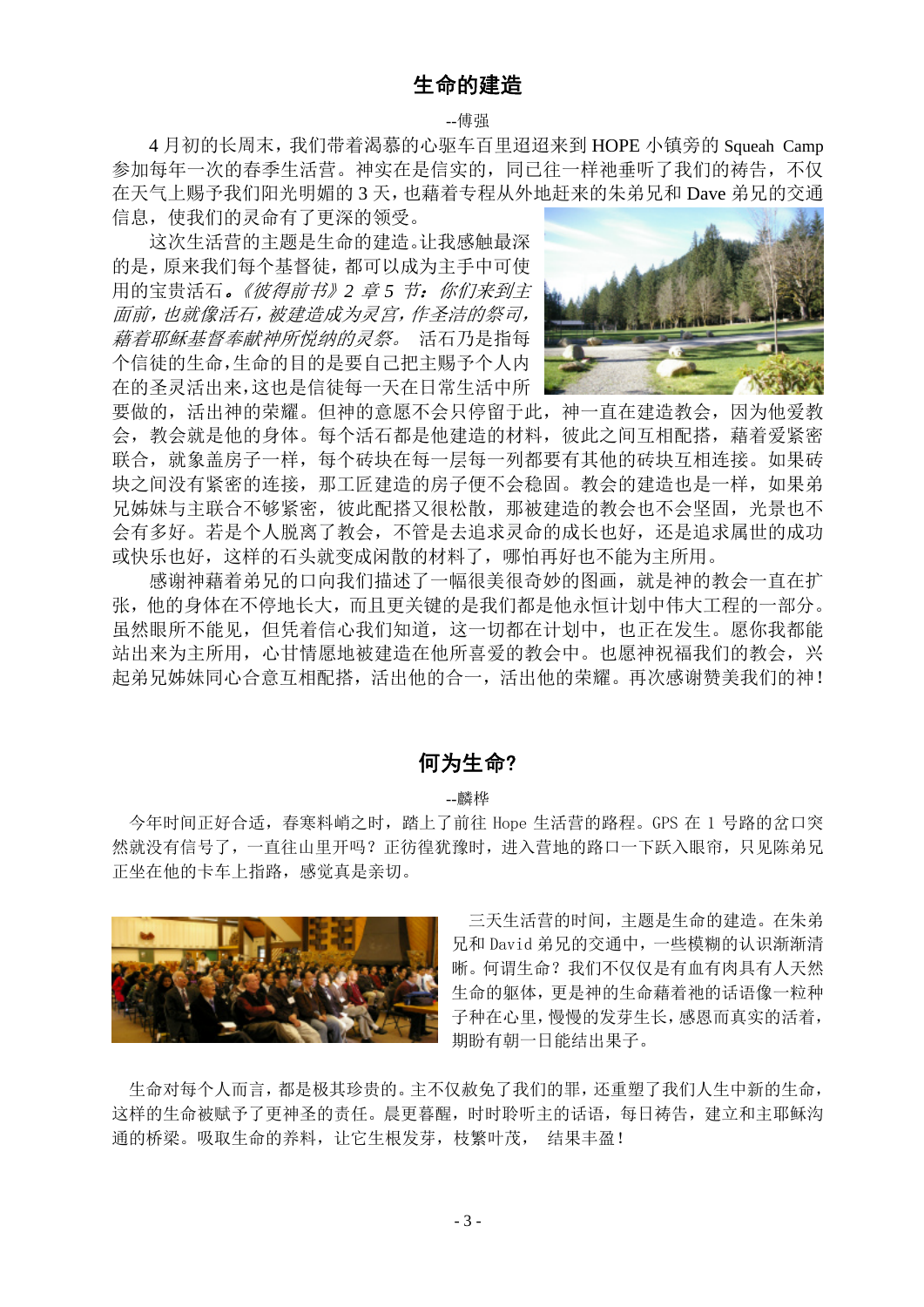## 生命的建造

--傅强

4 月初的长周末，我们带着渴慕的心驱车百里迢迢来到 HOPE 小镇旁的 Squeah Camp 参加每年一次的春季生活营。神实在是信实的，同已往一样祂垂听了我们的祷告，不仅在天气上赐予我们阳光明媚的 3 天，也藉着专程从外地赶来的朱弟兄和 Dave 弟兄的交通信息，使我们的灵命有了更深的领受。

这次生活营的主题是生命的建造。让我感触最深的是，原来我们每个基督徒，都可以成为主手中可使用的宝贵活石。*《彼得前书》2 章 5 节：你们来到主面前，也就像活石，被建造成为灵宫，作圣洁的祭司，藉着耶稣基督奉献神所悦纳的灵祭。* 活石乃是指每个信徒的生命，生命的目的是要自己把主赐予个人内在的圣灵活出来，这也是信徒每一天在日常生活中所要做的，活出神的荣耀。但神的意愿不会只停留于此，神一直在建造教会，因为他爱教会，教会就是他的身体。每个活石都是他建造的材料，彼此之间互相配搭，藉着爱紧密联合，就象盖房子一样，每个砖块在每一层每一列都要有其他的砖块互相连接。如果砖块之间没有紧密的连接，那工匠建造的房子便不会稳固。教会的建造也是一样，如果弟兄姊妹与主联合不够紧密，彼此配搭又很松散，那被建造的教会也不会坚固，光景也不会有多好。若是个人脱离了教会，不管是去追求灵命的成长也好，还是追求属世的成功或快乐也好，这样的石头就变成闲散的材料了，哪怕再好也不能为主所用。

感谢神藉着弟兄的口向我们描述了一幅很美很奇妙的图画，就是神的教会一直在扩张，他的身体在不停地长大，而且更关键的是我们都是他永恒计划中伟大工程的一部分。虽然眼所不能见，但凭着信心我们知道，这一切都在计划中，也正在发生。愿你我都能站出来为主所用，心甘情愿地被建造在他所喜爱的教会中。也愿神祝福我们的教会，兴起弟兄姊妹同心合意互相配搭，活出他的合一，活出他的荣耀。再次感谢赞美我们的神！

## 何为生命?

--麟桦

今年时间正好合适，春寒料峭之时，踏上了前往 Hope 生活营的路程。GPS 在 1 号路的岔口突然就没有信号了，一直往山里开吗？正彷徨犹豫时，进入营地的路口一下跃入眼帘，只见陈弟兄正坐在他的卡车上指路，感觉真是亲切。

三天生活营的时间，主题是生命的建造。在朱弟兄和 David 弟兄的交通中，一些模糊的认识渐渐清晰。何谓生命？我们不仅仅是有血有肉具有人天然生命的躯体，更是神的生命藉着祂的话语像一粒种子种在心里，慢慢的发芽生长，感恩而真实的活着，期盼有朝一日能结出果子。

生命对每个人而言，都是极其珍贵的。主不仅赦免了我们的罪，还重塑了我们人生中新的生命，这样的生命被赋予了更神圣的责任。晨更暮醒，时时聆听主的话语，每日祷告，建立和主耶稣沟通的桥梁。吸取生命的养料，让它生根发芽，枝繁叶茂， 结果丰盈！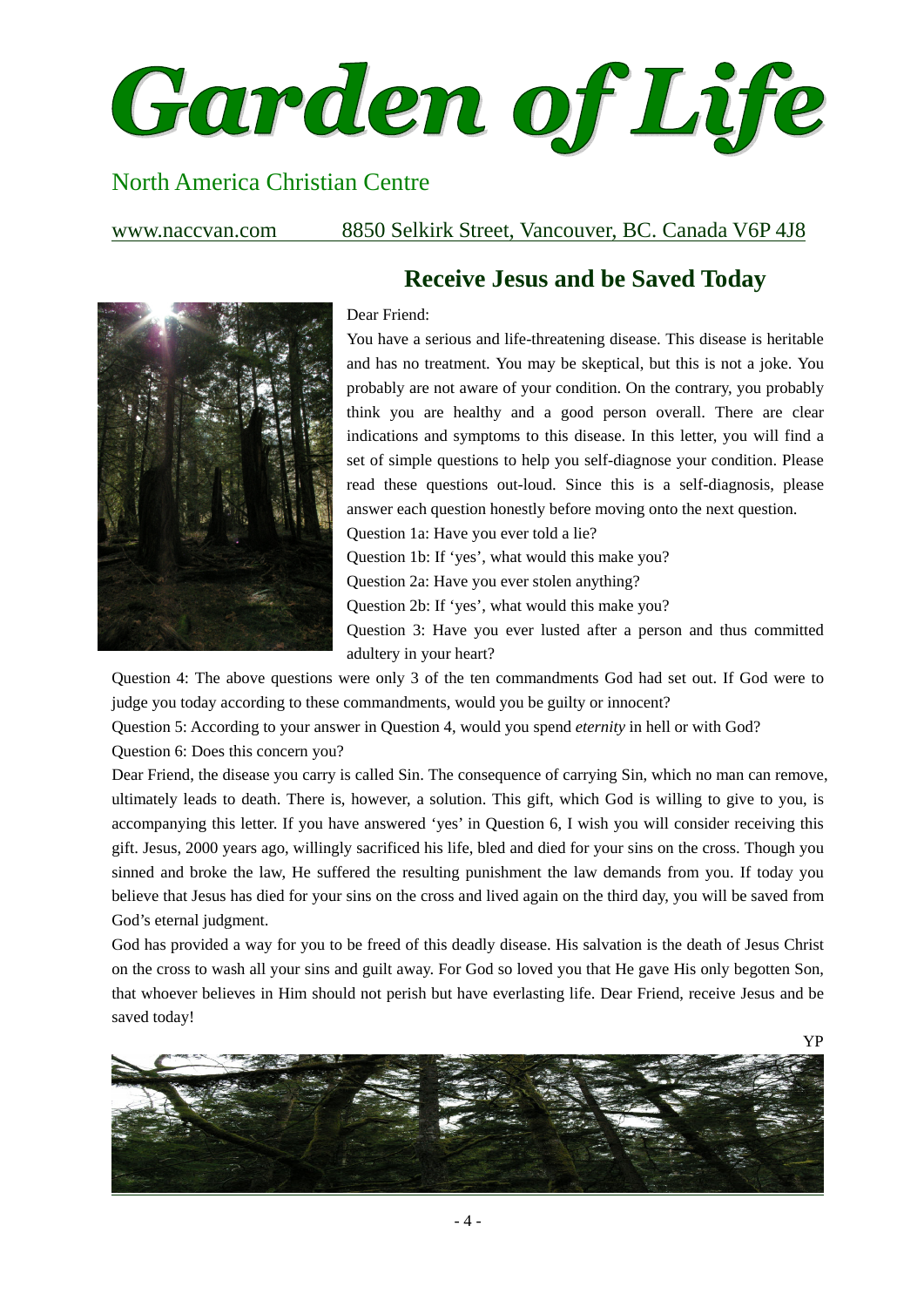# Garden of Life

North America Christian Centre

www.naccvan.com 8850 Selkirk Street, Vancouver, BC. Canada V6P 4J8

## Receive Jesus and be Saved Today

Dear Friend:

You have a serious and life-threatening disease. This disease is heritable and has no treatment. You may be skeptical, but this is not a joke. You probably are not aware of your condition. On the contrary, you probably think you are healthy and a good person overall. There are clear indications and symptoms to this disease. In this letter, you will find a set of simple questions to help you self-diagnose your condition. Please read these questions out-loud. Since this is a self-diagnosis, please answer each question honestly before moving onto the next question.

Question 1a: Have you ever told a lie?

Question 1b: If 'yes', what would this make you?

Question 2a: Have you ever stolen anything?

Question 2b: If 'yes', what would this make you?

Question 3: Have you ever lusted after a person and thus committed adultery in your heart?

Question 4: The above questions were only 3 of the ten commandments God had set out. If God were to judge you today according to these commandments, would you be guilty or innocent?

Question 5: According to your answer in Question 4, would you spend *eternity* in hell or with God?

Question 6: Does this concern you?

Dear Friend, the disease you carry is called Sin. The consequence of carrying Sin, which no man can remove, ultimately leads to death. There is, however, a solution. This gift, which God is willing to give to you, is accompanying this letter. If you have answered 'yes' in Question 6, I wish you will consider receiving this gift. Jesus, 2000 years ago, willingly sacrificed his life, bled and died for your sins on the cross. Though you sinned and broke the law, He suffered the resulting punishment the law demands from you. If today you believe that Jesus has died for your sins on the cross and lived again on the third day, you will be saved from God's eternal judgment.

God has provided a way for you to be freed of this deadly disease. His salvation is the death of Jesus Christ on the cross to wash all your sins and guilt away. For God so loved you that He gave His only begotten Son, that whoever believes in Him should not perish but have everlasting life. Dear Friend, receive Jesus and be saved today!

YP